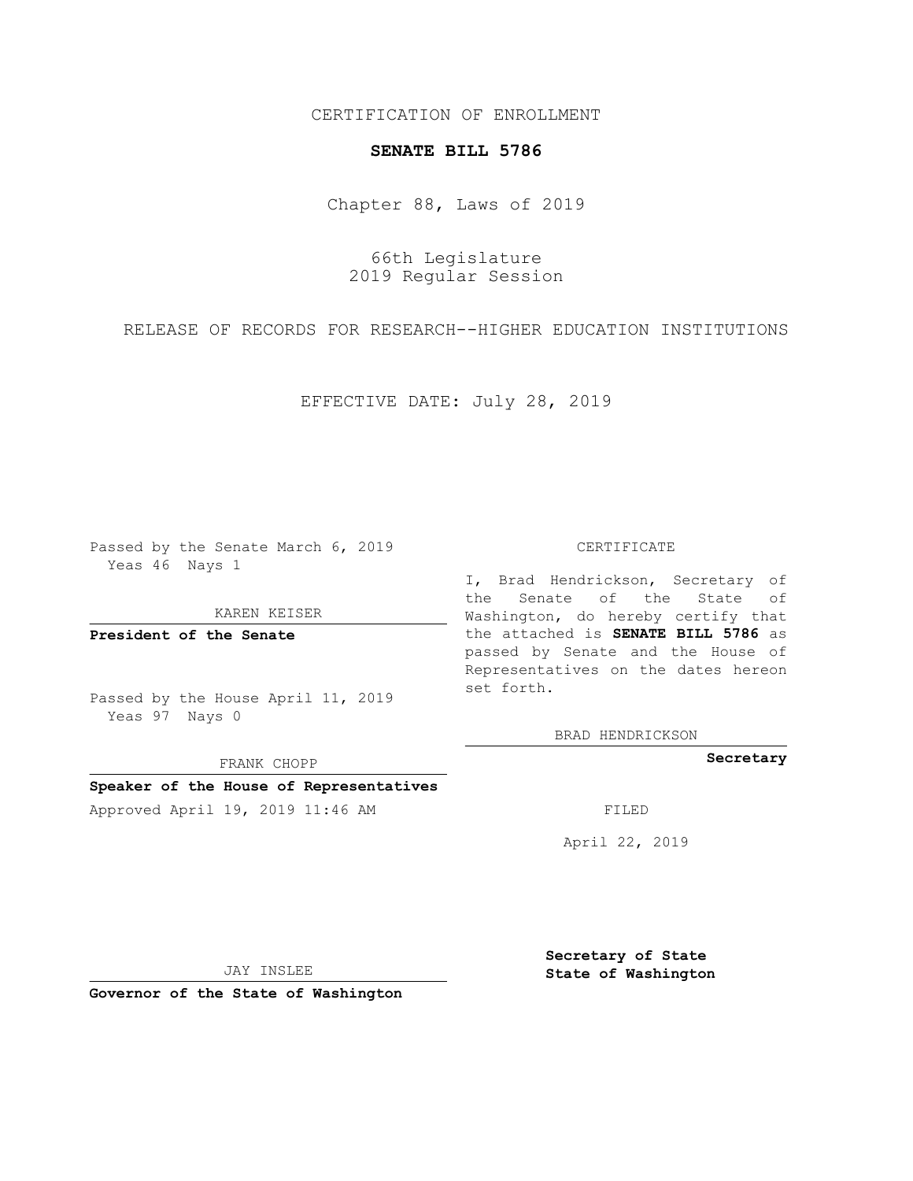CERTIFICATION OF ENROLLMENT

**SENATE BILL 5786**

Chapter 88, Laws of 2019

66th Legislature
2019 Regular Session

RELEASE OF RECORDS FOR RESEARCH--HIGHER EDUCATION INSTITUTIONS

EFFECTIVE DATE: July 28, 2019

Passed by the Senate March 6, 2019
Yeas 46 Nays 1

KAREN KEISER

**President of the Senate**

Passed by the House April 11, 2019
Yeas 97 Nays 0

FRANK CHOPP

**Speaker of the House of Representatives**

Approved April 19, 2019 11:46 AM

JAY INSLEE

**Governor of the State of Washington**

CERTIFICATE

I, Brad Hendrickson, Secretary of the Senate of the State of Washington, do hereby certify that the attached is **SENATE BILL 5786** as passed by Senate and the House of Representatives on the dates hereon set forth.

BRAD HENDRICKSON

**Secretary**

FILED

April 22, 2019

**Secretary of State**
**State of Washington**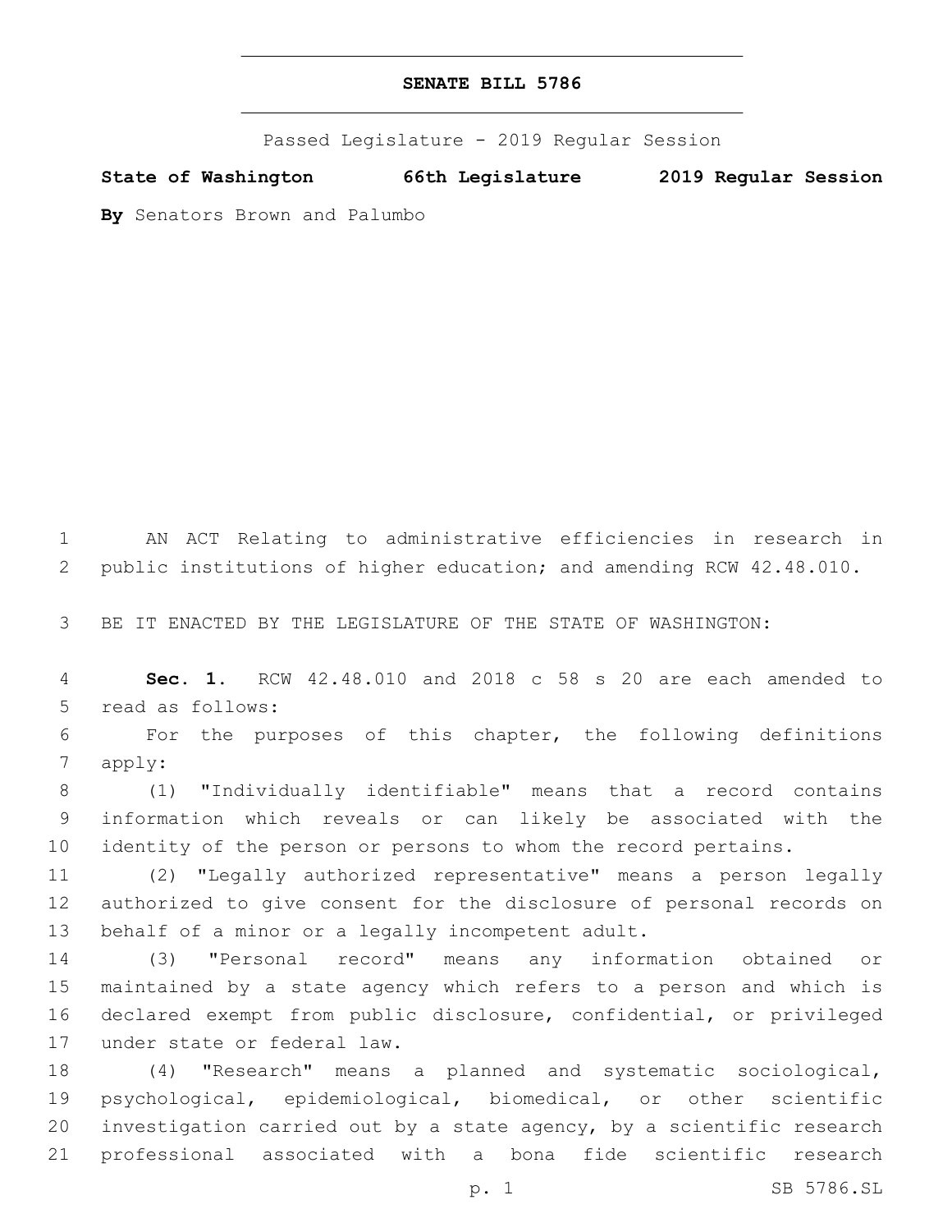# SENATE BILL 5786

Passed Legislature - 2019 Regular Session

**State of Washington 66th Legislature 2019 Regular Session**

**By** Senators Brown and Palumbo

AN ACT Relating to administrative efficiencies in research in public institutions of higher education; and amending RCW 42.48.010.

BE IT ENACTED BY THE LEGISLATURE OF THE STATE OF WASHINGTON:

**Sec. 1.** RCW 42.48.010 and 2018 c 58 s 20 are each amended to read as follows:

For the purposes of this chapter, the following definitions apply:

(1) "Individually identifiable" means that a record contains information which reveals or can likely be associated with the identity of the person or persons to whom the record pertains.

(2) "Legally authorized representative" means a person legally authorized to give consent for the disclosure of personal records on behalf of a minor or a legally incompetent adult.

(3) "Personal record" means any information obtained or maintained by a state agency which refers to a person and which is declared exempt from public disclosure, confidential, or privileged under state or federal law.

(4) "Research" means a planned and systematic sociological, psychological, epidemiological, biomedical, or other scientific investigation carried out by a state agency, by a scientific research professional associated with a bona fide scientific research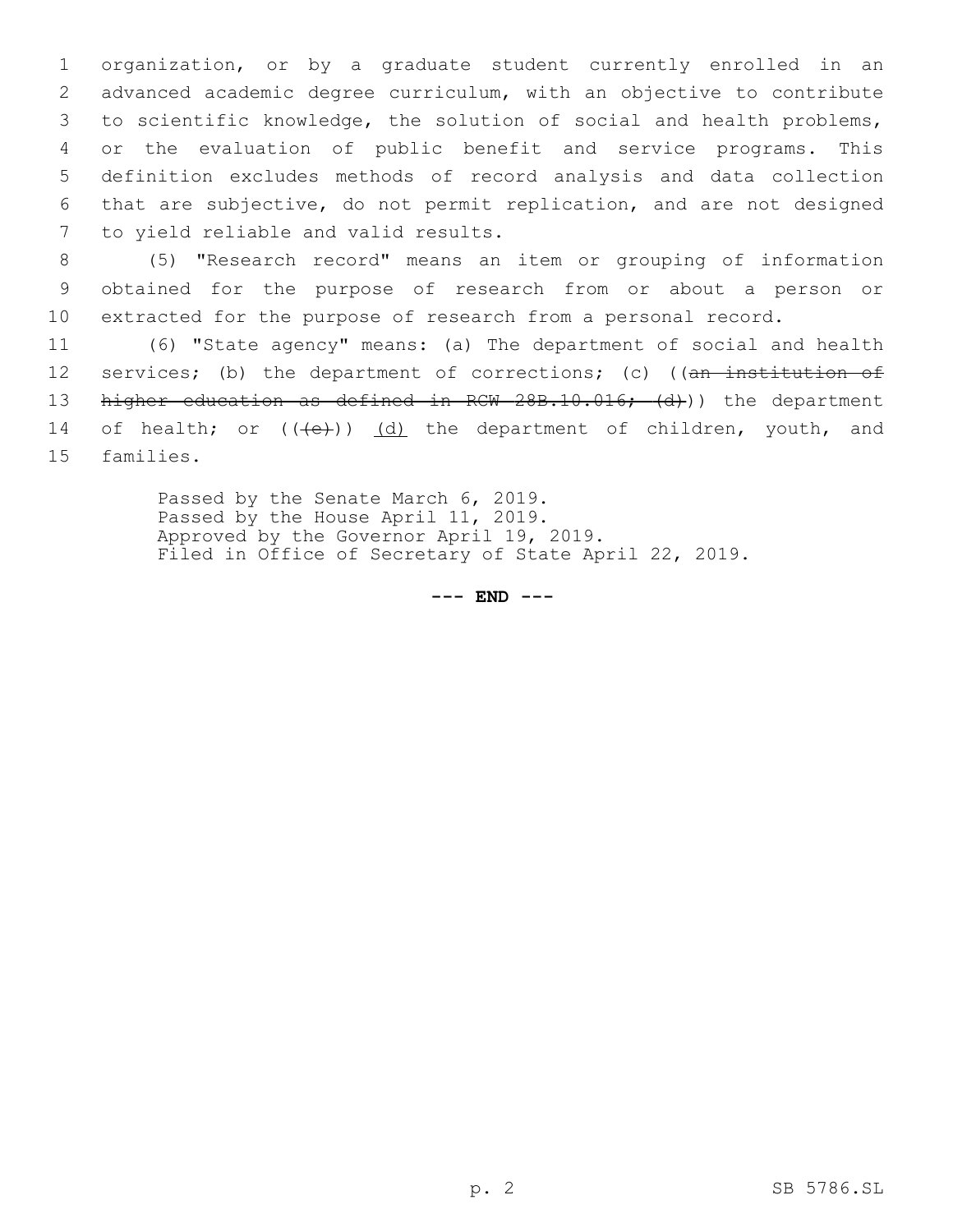organization, or by a graduate student currently enrolled in an advanced academic degree curriculum, with an objective to contribute to scientific knowledge, the solution of social and health problems, or the evaluation of public benefit and service programs. This definition excludes methods of record analysis and data collection that are subjective, do not permit replication, and are not designed to yield reliable and valid results.

(5) "Research record" means an item or grouping of information obtained for the purpose of research from or about a person or extracted for the purpose of research from a personal record.

(6) "State agency" means: (a) The department of social and health services; (b) the department of corrections; (c) ((~~an institution of higher education as defined in RCW 28B.10.016; (d)~~)) the department of health; or ((~~(e)~~)) <u>(d)</u> the department of children, youth, and families.

Passed by the Senate March 6, 2019.
Passed by the House April 11, 2019.
Approved by the Governor April 19, 2019.
Filed in Office of Secretary of State April 22, 2019.

**--- END ---**